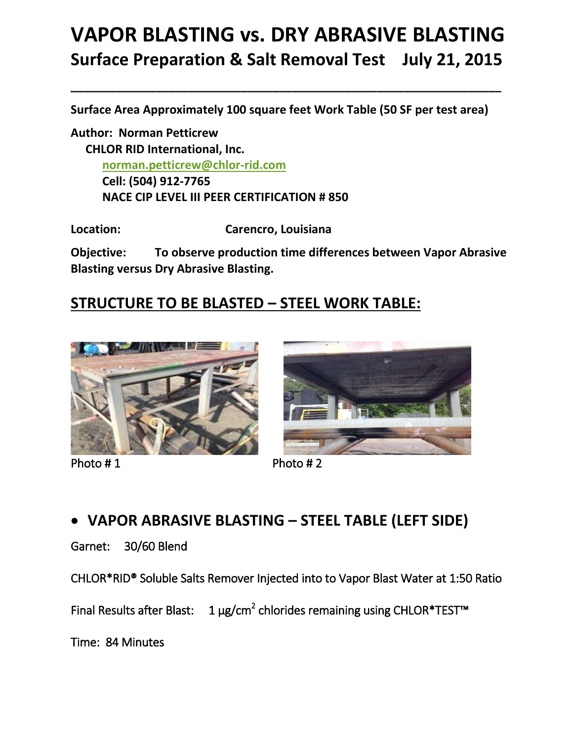# VAPOR BLASTING vs. DRY ABRASIVE BLASTING

## Surface Preparation & Salt Removal Test July 21, 2015

---

**Surface Area Approximately 100 square feet Work Table (50 SF per test area)**

**Author: Norman Petticrew**
**CHLOR RID International, Inc.**
**norman.petticrew@chlor-rid.com**
**Cell: (504) 912-7765**
**NACE CIP LEVEL III PEER CERTIFICATION # 850**

**Location:** **Carencro, Louisiana**

**Objective:** **To observe production time differences between Vapor Abrasive Blasting versus Dry Abrasive Blasting.**

## STRUCTURE TO BE BLASTED – STEEL WORK TABLE:

Photo # 1

Photo # 2

- ## VAPOR ABRASIVE BLASTING – STEEL TABLE (LEFT SIDE)

Garnet: 30/60 Blend

CHLOR*RID® Soluble Salts Remover Injected into to Vapor Blast Water at 1:50 Ratio

Final Results after Blast: 1 $\mu g/cm^2$ chlorides remaining using CHLOR*TEST™

Time: 84 Minutes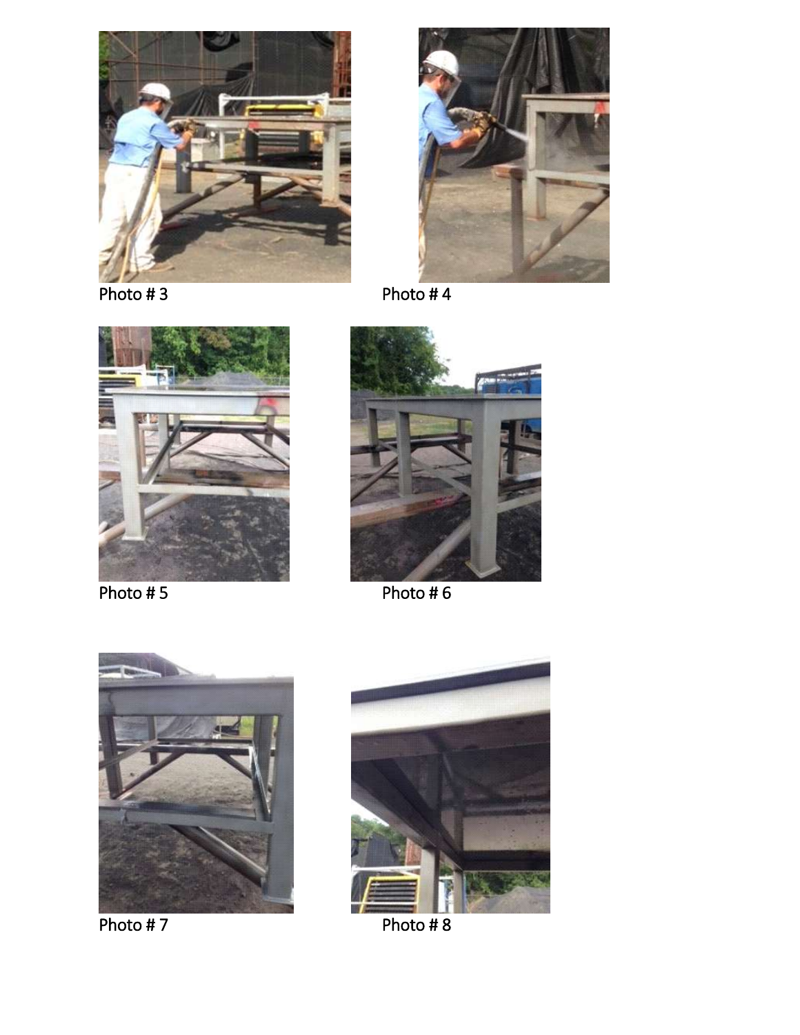Photo # 3

Photo # 4

Photo # 5

Photo # 6

Photo # 7

Photo # 8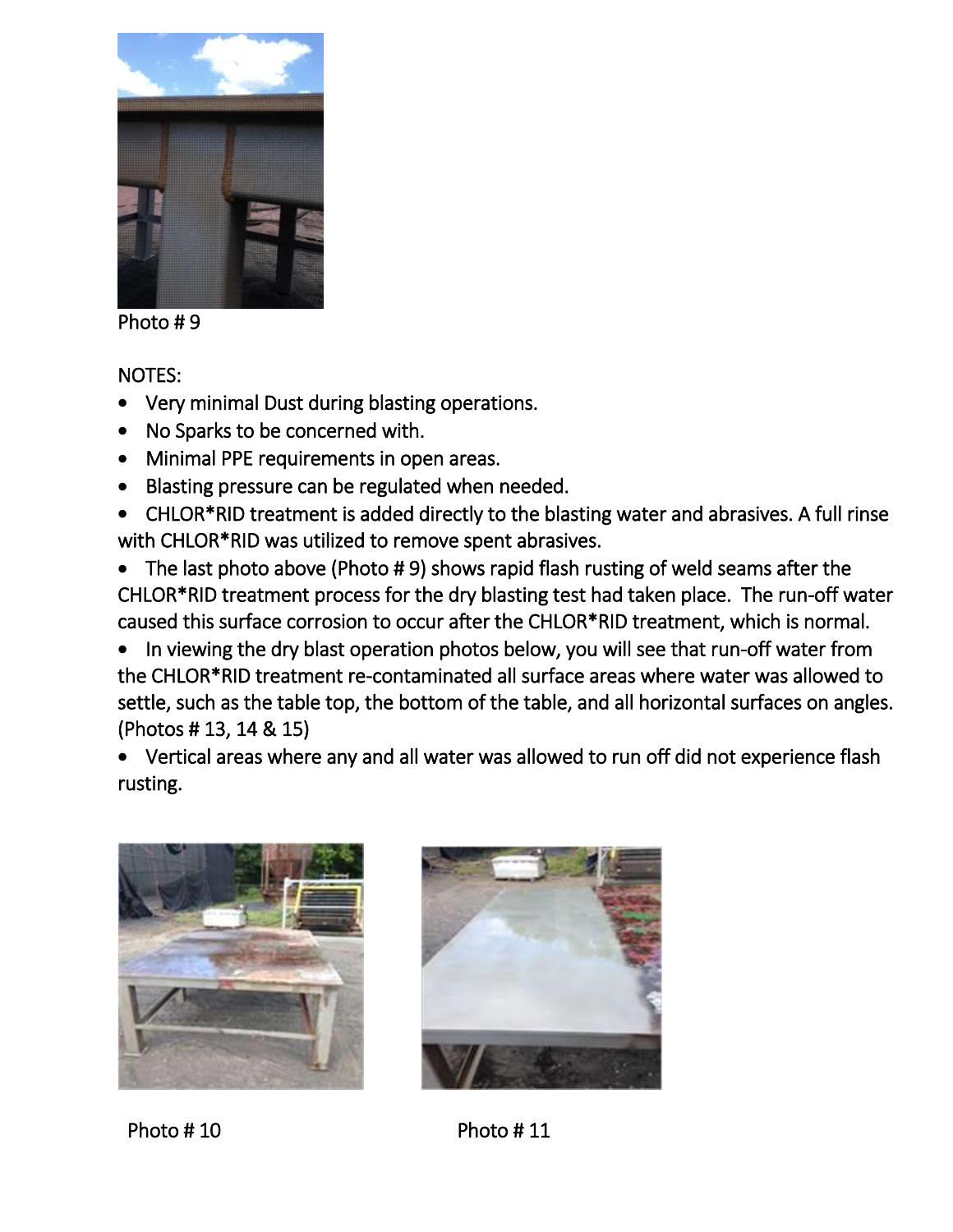Photo # 9

NOTES:

- Very minimal Dust during blasting operations.
- No Sparks to be concerned with.
- Minimal PPE requirements in open areas.
- Blasting pressure can be regulated when needed.
- CHLOR*RID treatment is added directly to the blasting water and abrasives. A full rinse with CHLOR*RID was utilized to remove spent abrasives.
- The last photo above (Photo # 9) shows rapid flash rusting of weld seams after the CHLOR*RID treatment process for the dry blasting test had taken place. The run-off water caused this surface corrosion to occur after the CHLOR*RID treatment, which is normal.
- In viewing the dry blast operation photos below, you will see that run-off water from the CHLOR*RID treatment re-contaminated all surface areas where water was allowed to settle, such as the table top, the bottom of the table, and all horizontal surfaces on angles. (Photos # 13, 14 & 15)
- Vertical areas where any and all water was allowed to run off did not experience flash rusting.

Photo # 10

Photo # 11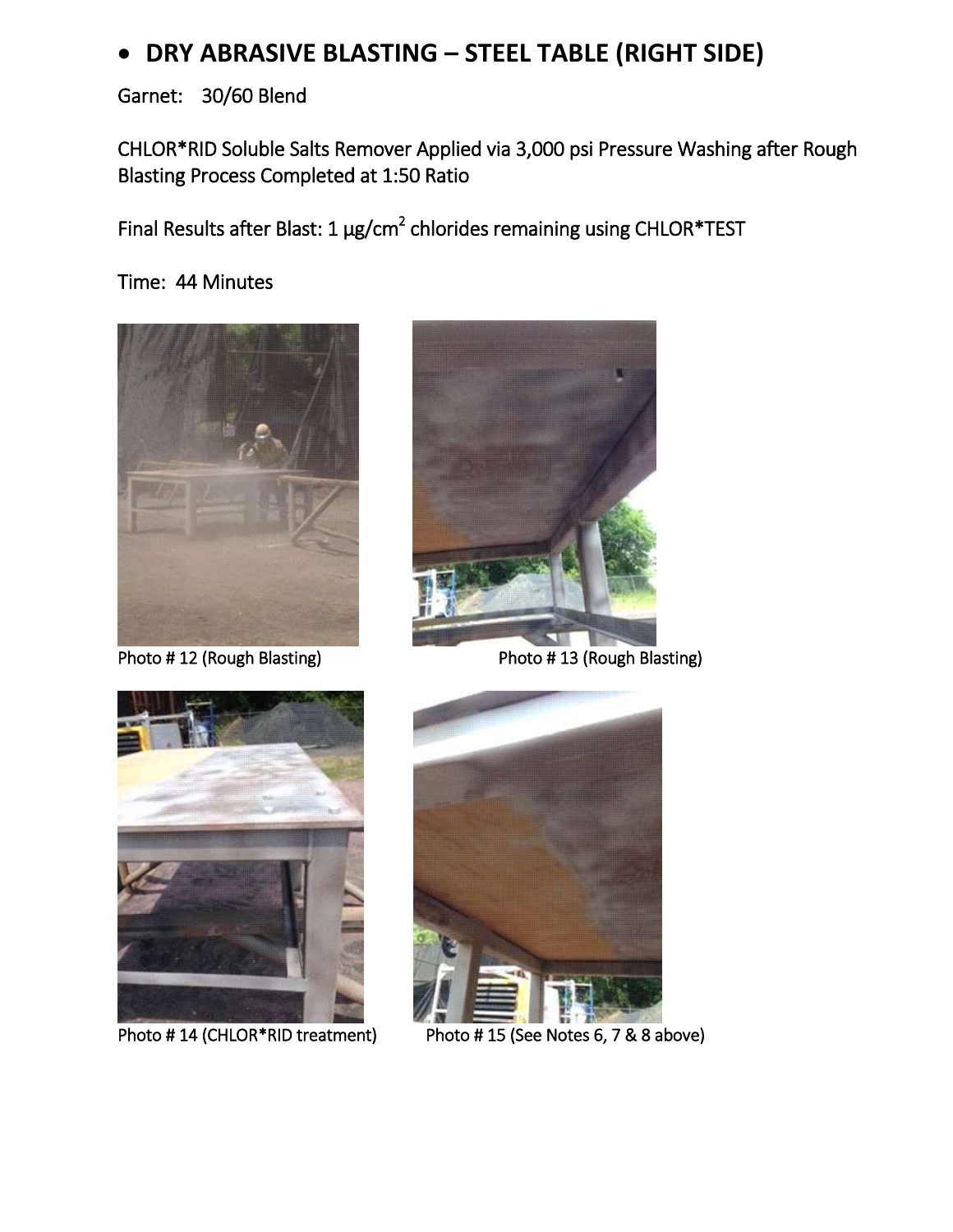- **DRY ABRASIVE BLASTING – STEEL TABLE (RIGHT SIDE)**

Garnet: 30/60 Blend

CHLOR*RID Soluble Salts Remover Applied via 3,000 psi Pressure Washing after Rough Blasting Process Completed at 1:50 Ratio

Final Results after Blast: 1 $\mu g/cm^2$ chlorides remaining using CHLOR*TEST

Time: 44 Minutes

Photo # 12 (Rough Blasting)

Photo # 13 (Rough Blasting)

Photo # 14 (CHLOR*RID treatment)

Photo # 15 (See Notes 6, 7 & 8 above)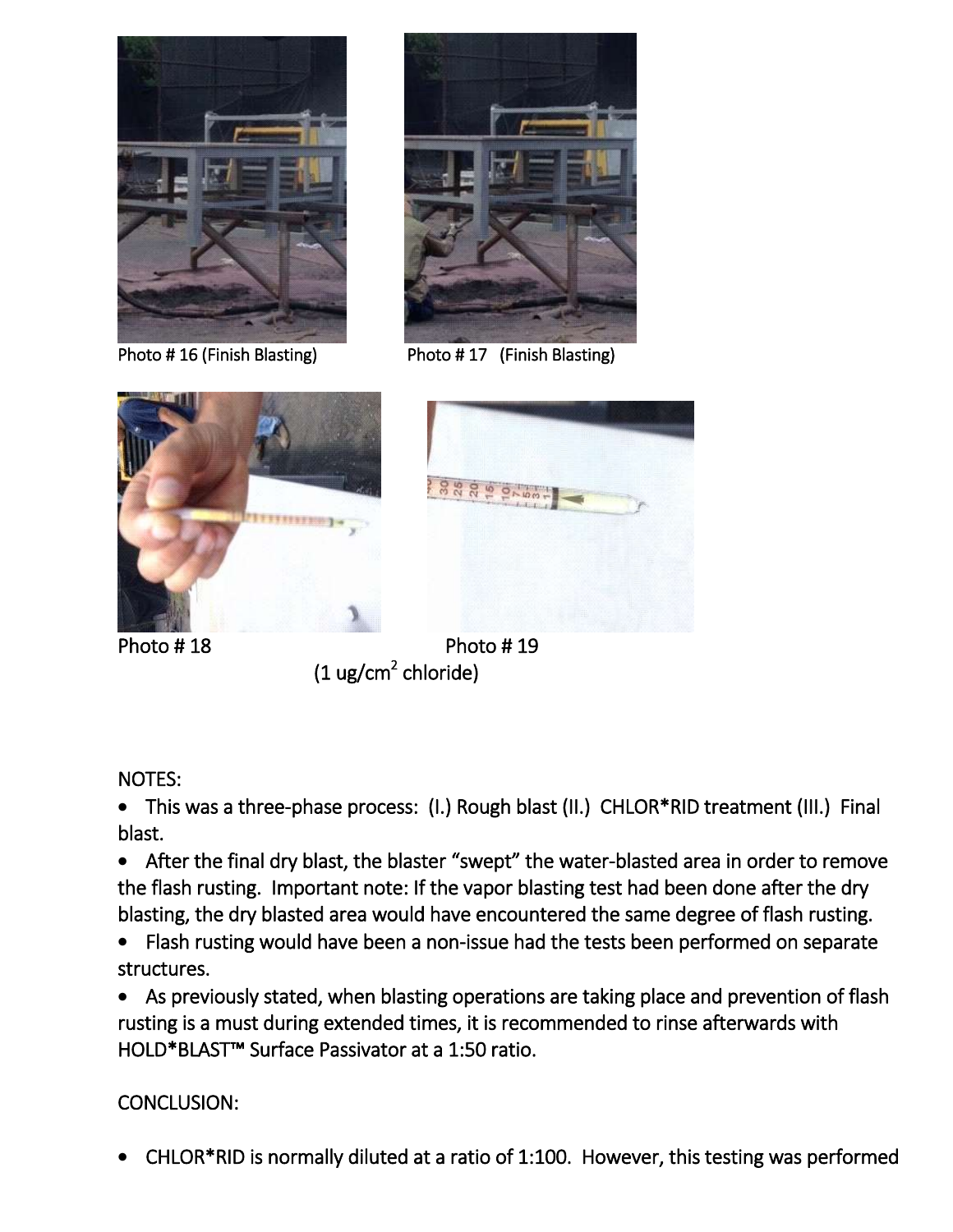Photo # 16 (Finish Blasting)

Photo # 17 (Finish Blasting)

Photo # 18

Photo # 19

(1 ug/cm$^2$ chloride)

NOTES:

- This was a three-phase process: (I.) Rough blast (II.) CHLOR*RID treatment (III.) Final blast.
- After the final dry blast, the blaster "swept" the water-blasted area in order to remove the flash rusting. Important note: If the vapor blasting test had been done after the dry blasting, the dry blasted area would have encountered the same degree of flash rusting.
- Flash rusting would have been a non-issue had the tests been performed on separate structures.
- As previously stated, when blasting operations are taking place and prevention of flash rusting is a must during extended times, it is recommended to rinse afterwards with HOLD*BLAST™ Surface Passivator at a 1:50 ratio.

CONCLUSION:

- CHLOR*RID is normally diluted at a ratio of 1:100. However, this testing was performed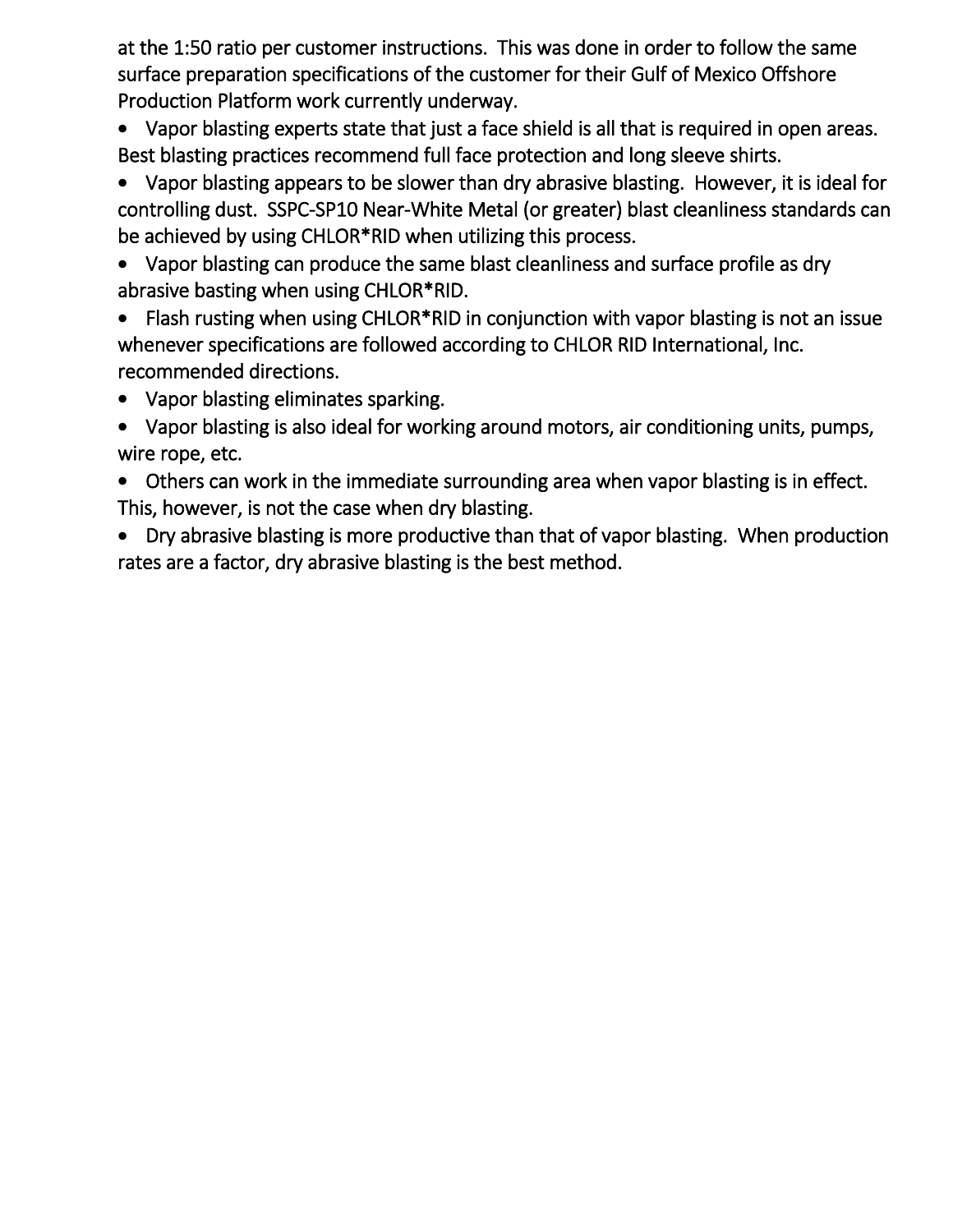at the 1:50 ratio per customer instructions. This was done in order to follow the same surface preparation specifications of the customer for their Gulf of Mexico Offshore Production Platform work currently underway.

- Vapor blasting experts state that just a face shield is all that is required in open areas. Best blasting practices recommend full face protection and long sleeve shirts.
- Vapor blasting appears to be slower than dry abrasive blasting. However, it is ideal for controlling dust. SSPC-SP10 Near-White Metal (or greater) blast cleanliness standards can be achieved by using CHLOR*RID when utilizing this process.
- Vapor blasting can produce the same blast cleanliness and surface profile as dry abrasive basting when using CHLOR*RID.
- Flash rusting when using CHLOR*RID in conjunction with vapor blasting is not an issue whenever specifications are followed according to CHLOR RID International, Inc. recommended directions.
- Vapor blasting eliminates sparking.
- Vapor blasting is also ideal for working around motors, air conditioning units, pumps, wire rope, etc.
- Others can work in the immediate surrounding area when vapor blasting is in effect. This, however, is not the case when dry blasting.
- Dry abrasive blasting is more productive than that of vapor blasting. When production rates are a factor, dry abrasive blasting is the best method.